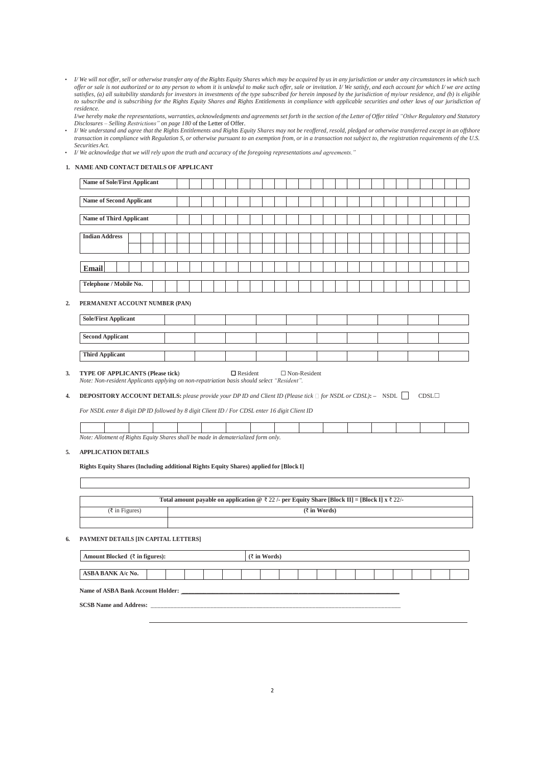- *I/ We will not offer, sell or otherwise transfer any of the Rights Equity Shares which may be acquired by us in any jurisdiction or under any circumstances in which such offer or sale is not authorized or to any person to whom it is unlawful to make such offer, sale or invitation. I/ We satisfy, and each account for which I/ we are acting satisfies, (a) all suitability standards for investors in investments of the type subscribed for herein imposed by the jurisdiction of my/our residence, and (b) is eligible to subscribe and is subscribing for the Rights Equity Shares and Rights Entitlements in compliance with applicable securities and other laws of our jurisdiction of residence.*

  *I/we hereby make the representations, warranties, acknowledgments and agreements set forth in the section of the Letter of Offer titled "Other Regulatory and Statutory Disclosures – Selling Restrictions" on page 180* of the Letter of Offer.
- *I/ We understand and agree that the Rights Entitlements and Rights Equity Shares may not be reoffered, resold, pledged or otherwise transferred except in an offshore transaction in compliance with Regulation S, or otherwise pursuant to an exemption from, or in a transaction not subject to, the registration requirements of the U.S. Securities Act.*
- *I/ We acknowledge that we will rely upon the truth and accuracy of the foregoing representations and agreements."*

**1. NAME AND CONTACT DETAILS OF APPLICANT**

| **Name of Sole/First Applicant** | |
|---|---|
| **Name of Second Applicant** | |
| **Name of Third Applicant** | |
| **Indian Address** | |
| **Email** | |
| **Telephone / Mobile No.** | |

**2. PERMANENT ACCOUNT NUMBER (PAN)**

| **Sole/First Applicant** | |
|---|---|
| **Second Applicant** | |
| **Third Applicant** | |

**3. TYPE OF APPLICANTS (Please tick)** ☐ Resident ☐ Non-Resident

*Note: Non-resident Applicants applying on non-repatriation basis should select "Resident".*

**4. DEPOSITORY ACCOUNT DETAILS:** *please provide your DP ID and Client ID (Please tick ☐ for NSDL or CDSL)*: – NSDL ☐ CDSL ☐

*For NSDL enter 8 digit DP ID followed by 8 digit Client ID / For CDSL enter 16 digit Client ID*

| | | | | | | | | | | | | | | | |
|---|---|---|---|---|---|---|---|---|---|---|---|---|---|---|---|

*Note: Allotment of Rights Equity Shares shall be made in dematerialized form only.*

**5. APPLICATION DETAILS**

**Rights Equity Shares (Including additional Rights Equity Shares) applied for [Block I]**

| |
|---|

| **Total amount payable on application @ ₹ 22 /- per Equity Share [Block II] = [Block I] x ₹ 22/-** | |
|---|---|
| (₹ in Figures) | **(₹ in Words)** |
| | |

**6. PAYMENT DETAILS [IN CAPITAL LETTERS]**

| **Amount Blocked (₹ in figures):** | **(₹ in Words)** |
|---|---|

| **ASBA BANK A/c No.** | |
|---|---|

**Name of ASBA Bank Account Holder:** ______________________________

**SCSB Name and Address:** ______________________________

______________________________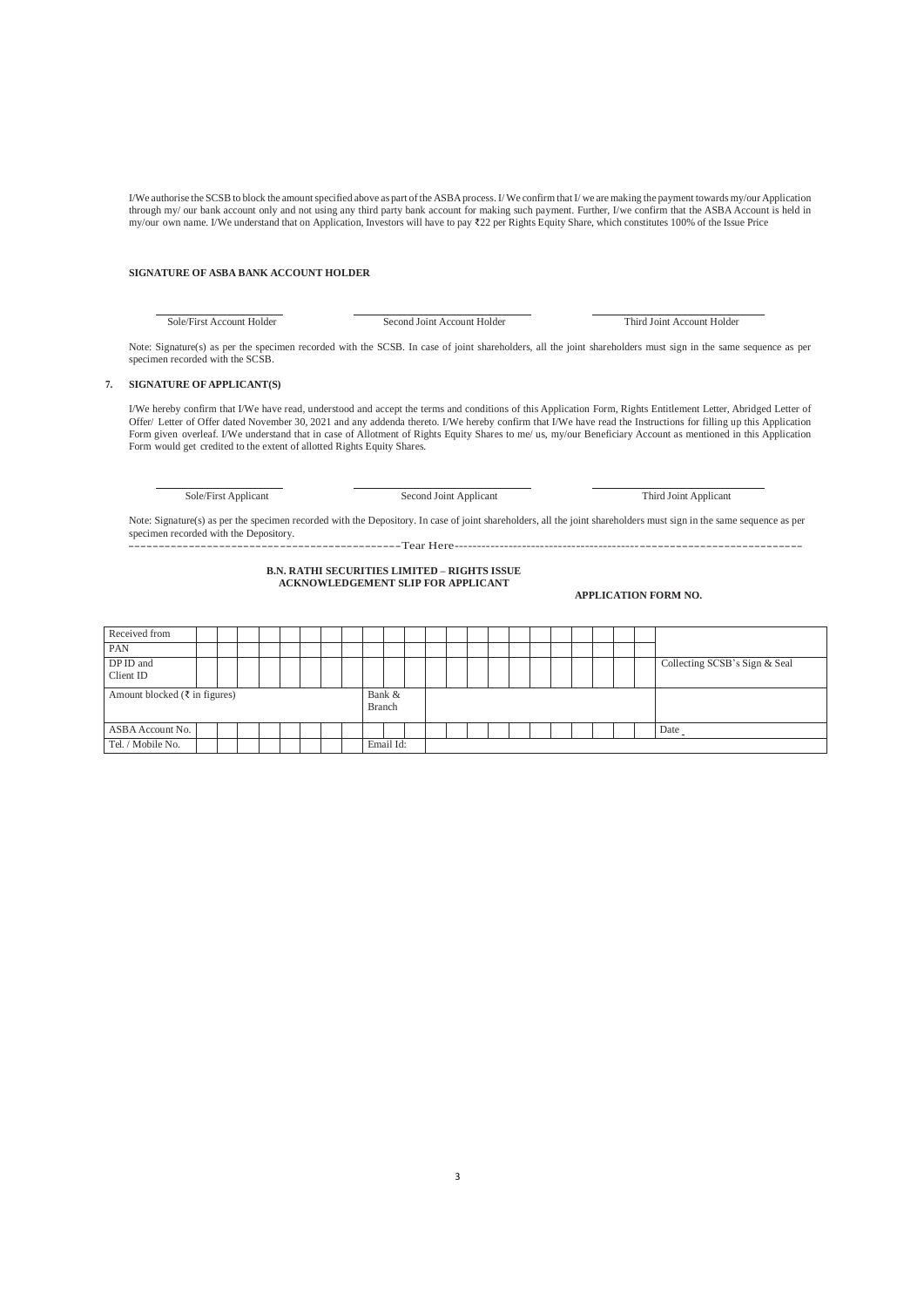I/We authorise the SCSB to block the amount specified above as part of the ASBA process. I/ We confirm that I/ we are making the payment towards my/our Application through my/ our bank account only and not using any third party bank account for making such payment. Further, I/we confirm that the ASBA Account is held in my/our own name. I/We understand that on Application, Investors will have to pay ₹22 per Rights Equity Share, which constitutes 100% of the Issue Price

**SIGNATURE OF ASBA BANK ACCOUNT HOLDER**

| Sole/First Account Holder | Second Joint Account Holder | Third Joint Account Holder |
|---|---|---|

Note: Signature(s) as per the specimen recorded with the SCSB. In case of joint shareholders, all the joint shareholders must sign in the same sequence as per specimen recorded with the SCSB.

**7. SIGNATURE OF APPLICANT(S)**

I/We hereby confirm that I/We have read, understood and accept the terms and conditions of this Application Form, Rights Entitlement Letter, Abridged Letter of Offer/ Letter of Offer dated November 30, 2021 and any addenda thereto. I/We hereby confirm that I/We have read the Instructions for filling up this Application Form given overleaf. I/We understand that in case of Allotment of Rights Equity Shares to me/ us, my/our Beneficiary Account as mentioned in this Application Form would get credited to the extent of allotted Rights Equity Shares.

| Sole/First Applicant | Second Joint Applicant | Third Joint Applicant |
|---|---|---|

Note: Signature(s) as per the specimen recorded with the Depository. In case of joint shareholders, all the joint shareholders must sign in the same sequence as per specimen recorded with the Depository.

-------------------------------------------Tear Here-------------------------------------------

**B.N. RATHI SECURITIES LIMITED – RIGHTS ISSUE**
**ACKNOWLEDGEMENT SLIP FOR APPLICANT**

**APPLICATION FORM NO.**

| Received from | | |
|---|---|---|
| PAN | | |
| DP ID and Client ID | | Collecting SCSB's Sign & Seal |
| Amount blocked (₹ in figures) | Bank & Branch | |
| ASBA Account No. | | Date |
| Tel. / Mobile No. | Email Id: | |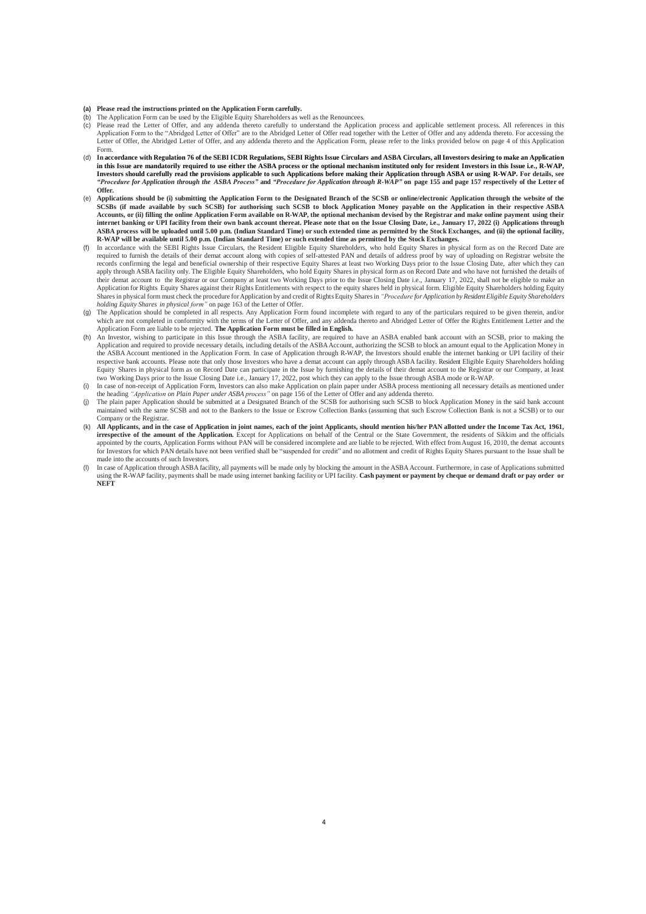- **(a) Please read the instructions printed on the Application Form carefully.**
- (b) The Application Form can be used by the Eligible Equity Shareholders as well as the Renouncees.
- (c) Please read the Letter of Offer, and any addenda thereto carefully to understand the Application process and applicable settlement process. All references in this Application Form to the "Abridged Letter of Offer" are to the Abridged Letter of Offer read together with the Letter of Offer and any addenda thereto. For accessing the Letter of Offer, the Abridged Letter of Offer, and any addenda thereto and the Application Form, please refer to the links provided below on page 4 of this Application Form.
- (d) **In accordance with Regulation 76 of the SEBI ICDR Regulations, SEBI Rights Issue Circulars and ASBA Circulars, all Investors desiring to make an Application in this Issue are mandatorily required to use either the ASBA process or the optional mechanism instituted only for resident Investors in this Issue i.e., R-WAP, Investors should carefully read the provisions applicable to such Applications before making their Application through ASBA or using R-WAP. For details, see** ***"Procedure for Application through the ASBA Process"*** **and** ***"Procedure for Application through R-WAP"*** **on page 155 and page 157 respectively of the Letter of Offer.**
- (e) **Applications should be (i) submitting the Application Form to the Designated Branch of the SCSB or online/electronic Application through the website of the SCSBs (if made available by such SCSB) for authorising such SCSB to block Application Money payable on the Application in their respective ASBA Accounts, or (ii) filling the online Application Form available on R-WAP, the optional mechanism devised by the Registrar and make online payment using their internet banking or UPI facility from their own bank account thereat. Please note that on the Issue Closing Date, i.e., January 17, 2022 (i) Applications through ASBA process will be uploaded until 5.00 p.m. (Indian Standard Time) or such extended time as permitted by the Stock Exchanges, and (ii) the optional facility, R-WAP will be available until 5.00 p.m. (Indian Standard Time) or such extended time as permitted by the Stock Exchanges.**
- (f) In accordance with the SEBI Rights Issue Circulars, the Resident Eligible Equity Shareholders, who hold Equity Shares in physical form as on the Record Date are required to furnish the details of their demat account along with copies of self-attested PAN and details of address proof by way of uploading on Registrar website the records confirming the legal and beneficial ownership of their respective Equity Shares at least two Working Days prior to the Issue Closing Date, after which they can apply through ASBA facility only. The Eligible Equity Shareholders, who hold Equity Shares in physical form as on Record Date and who have not furnished the details of their demat account to the Registrar or our Company at least two Working Days prior to the Issue Closing Date i.e., January 17, 2022, shall not be eligible to make an Application for Rights Equity Shares against their Rights Entitlements with respect to the equity shares held in physical form. Eligible Equity Shareholders holding Equity Shares in physical form must check the procedure for Application by and credit of Rights Equity Shares in *"Procedure for Application by Resident Eligible Equity Shareholders holding Equity Shares in physical form"* on page 163 of the Letter of Offer.
- (g) The Application should be completed in all respects. Any Application Form found incomplete with regard to any of the particulars required to be given therein, and/or which are not completed in conformity with the terms of the Letter of Offer, and any addenda thereto and Abridged Letter of Offer the Rights Entitlement Letter and the Application Form are liable to be rejected. **The Application Form must be filled in English.**
- (h) An Investor, wishing to participate in this Issue through the ASBA facility, are required to have an ASBA enabled bank account with an SCSB, prior to making the Application and required to provide necessary details, including details of the ASBA Account, authorizing the SCSB to block an amount equal to the Application Money in the ASBA Account mentioned in the Application Form. In case of Application through R-WAP, the Investors should enable the internet banking or UPI facility of their respective bank accounts. Please note that only those Investors who have a demat account can apply through ASBA facility. Resident Eligible Equity Shareholders holding Equity Shares in physical form as on Record Date can participate in the Issue by furnishing the details of their demat account to the Registrar or our Company, at least two Working Days prior to the Issue Closing Date i.e., January 17, 2022, post which they can apply to the Issue through ASBA mode or R-WAP.
- (i) In case of non-receipt of Application Form, Investors can also make Application on plain paper under ASBA process mentioning all necessary details as mentioned under the heading *"Application on Plain Paper under ASBA process"* on page 156 of the Letter of Offer and any addenda thereto.
- (j) The plain paper Application should be submitted at a Designated Branch of the SCSB for authorising such SCSB to block Application Money in the said bank account maintained with the same SCSB and not to the Bankers to the Issue or Escrow Collection Banks (assuming that such Escrow Collection Bank is not a SCSB) or to our Company or the Registrar.
- (k) **All Applicants, and in the case of Application in joint names, each of the joint Applicants, should mention his/her PAN allotted under the Income Tax Act, 1961, irrespective of the amount of the Application.** Except for Applications on behalf of the Central or the State Government, the residents of Sikkim and the officials appointed by the courts, Application Forms without PAN will be considered incomplete and are liable to be rejected. With effect from August 16, 2010, the demat accounts for Investors for which PAN details have not been verified shall be "suspended for credit" and no allotment and credit of Rights Equity Shares pursuant to the Issue shall be made into the accounts of such Investors.
- (l) In case of Application through ASBA facility, all payments will be made only by blocking the amount in the ASBA Account. Furthermore, in case of Applications submitted using the R-WAP facility, payments shall be made using internet banking facility or UPI facility. **Cash payment or payment by cheque or demand draft or pay order or NEFT**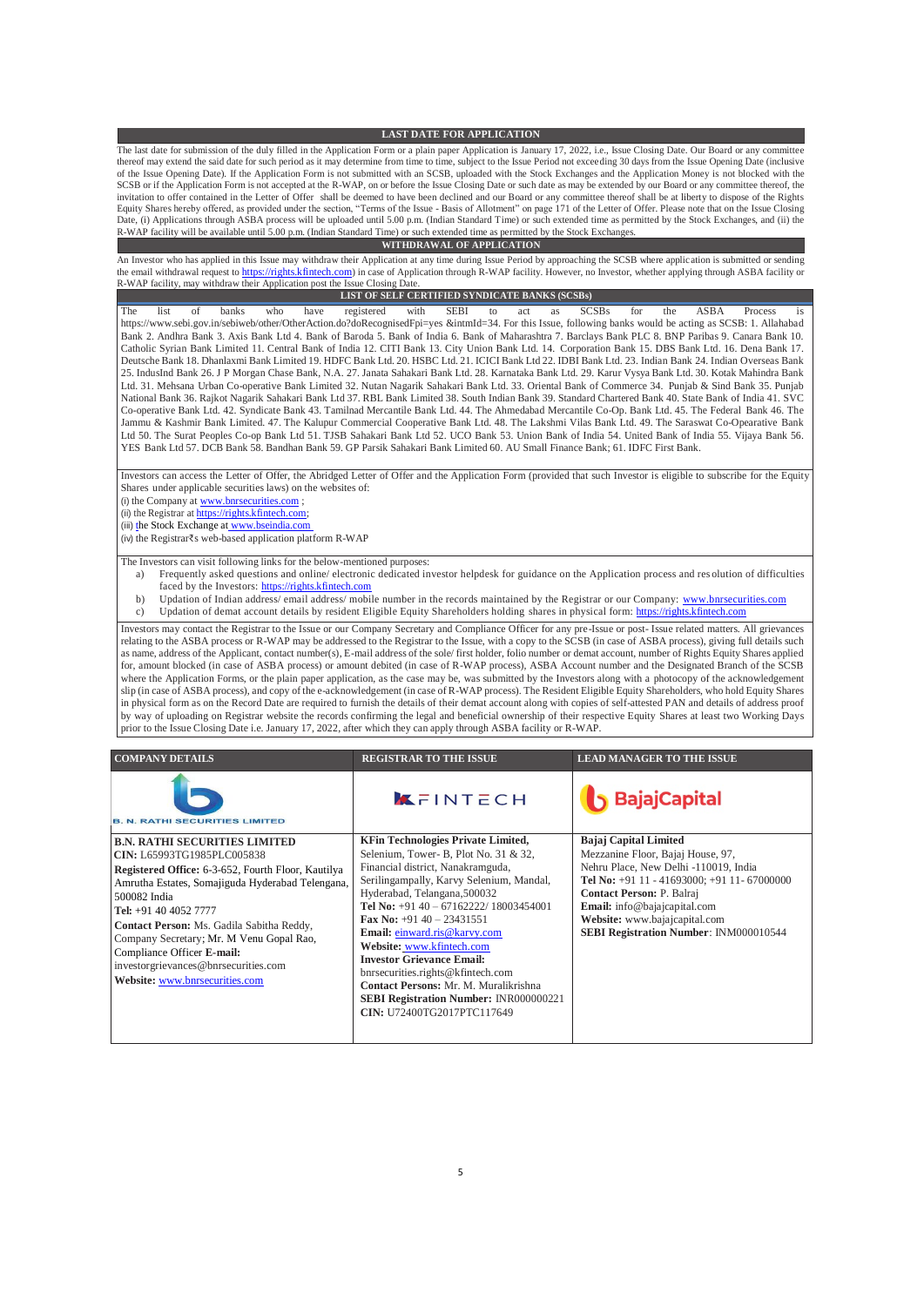## LAST DATE FOR APPLICATION

The last date for submission of the duly filled in the Application Form or a plain paper Application is January 17, 2022, i.e., Issue Closing Date. Our Board or any committee thereof may extend the said date for such period as it may determine from time to time, subject to the Issue Period not exceeding 30 days from the Issue Opening Date (inclusive of the Issue Opening Date). If the Application Form is not submitted with an SCSB, uploaded with the Stock Exchanges and the Application Money is not blocked with the SCSB or if the Application Form is not accepted at the R-WAP, on or before the Issue Closing Date or such date as may be extended by our Board or any committee thereof, the invitation to offer contained in the Letter of Offer shall be deemed to have been declined and our Board or any committee thereof shall be at liberty to dispose of the Rights Equity Shares hereby offered, as provided under the section, "Terms of the Issue - Basis of Allotment" on page 171 of the Letter of Offer. Please note that on the Issue Closing Date, (i) Applications through ASBA process will be uploaded until 5.00 p.m. (Indian Standard Time) or such extended time as permitted by the Stock Exchanges, and (ii) the R-WAP facility will be available until 5.00 p.m. (Indian Standard Time) or such extended time as permitted by the Stock Exchanges.

## WITHDRAWAL OF APPLICATION

An Investor who has applied in this Issue may withdraw their Application at any time during Issue Period by approaching the SCSB where application is submitted or sending the email withdrawal request to https://rights.kfintech.com) in case of Application through R-WAP facility. However, no Investor, whether applying through ASBA facility or R-WAP facility, may withdraw their Application post the Issue Closing Date.

## LIST OF SELF CERTIFIED SYNDICATE BANKS (SCSBs)

The list of banks who have registered with SEBI to act as SCSBs for the ASBA Process is https://www.sebi.gov.in/sebiweb/other/OtherAction.do?doRecognisedFpi=yes &intmId=34. For this Issue, following banks would be acting as SCSB: 1. Allahabad Bank 2. Andhra Bank 3. Axis Bank Ltd 4. Bank of Baroda 5. Bank of India 6. Bank of Maharashtra 7. Barclays Bank PLC 8. BNP Paribas 9. Canara Bank 10. Catholic Syrian Bank Limited 11. Central Bank of India 12. CITI Bank 13. City Union Bank Ltd. 14. Corporation Bank 15. DBS Bank Ltd. 16. Dena Bank 17. Deutsche Bank 18. Dhanlaxmi Bank Limited 19. HDFC Bank Ltd. 20. HSBC Ltd. 21. ICICI Bank Ltd 22. IDBI Bank Ltd. 23. Indian Bank 24. Indian Overseas Bank 25. IndusInd Bank 26. J P Morgan Chase Bank, N.A. 27. Janata Sahakari Bank Ltd. 28. Karnataka Bank Ltd. 29. Karur Vysya Bank Ltd. 30. Kotak Mahindra Bank Ltd. 31. Mehsana Urban Co-operative Bank Limited 32. Nutan Nagarik Sahakari Bank Ltd. 33. Oriental Bank of Commerce 34. Punjab & Sind Bank 35. Punjab National Bank 36. Rajkot Nagarik Sahakari Bank Ltd 37. RBL Bank Limited 38. South Indian Bank 39. Standard Chartered Bank 40. State Bank of India 41. SVC Co-operative Bank Ltd. 42. Syndicate Bank 43. Tamilnad Mercantile Bank Ltd. 44. The Ahmedabad Mercantile Co-Op. Bank Ltd. 45. The Federal Bank 46. The Jammu & Kashmir Bank Limited. 47. The Kalupur Commercial Cooperative Bank Ltd. 48. The Lakshmi Vilas Bank Ltd. 49. The Saraswat Co-Opearative Bank Ltd 50. The Surat Peoples Co-op Bank Ltd 51. TJSB Sahakari Bank Ltd 52. UCO Bank 53. Union Bank of India 54. United Bank of India 55. Vijaya Bank 56. YES Bank Ltd 57. DCB Bank 58. Bandhan Bank 59. GP Parsik Sahakari Bank Limited 60. AU Small Finance Bank; 61. IDFC First Bank.

Investors can access the Letter of Offer, the Abridged Letter of Offer and the Application Form (provided that such Investor is eligible to subscribe for the Equity Shares under applicable securities laws) on the websites of:

(i) the Company at www.bnrsecurities.com ;
(ii) the Registrar at https://rights.kfintech.com;
(iii) the Stock Exchange at www.bseindia.com
(iv) the Registrar₹s web-based application platform R-WAP

The Investors can visit following links for the below-mentioned purposes:

a) Frequently asked questions and online/ electronic dedicated investor helpdesk for guidance on the Application process and resolution of difficulties faced by the Investors: https://rights.kfintech.com
b) Updation of Indian address/ email address/ mobile number in the records maintained by the Registrar or our Company: www.bnrsecurities.com
c) Updation of demat account details by resident Eligible Equity Shareholders holding shares in physical form: https://rights.kfintech.com

Investors may contact the Registrar to the Issue or our Company Secretary and Compliance Officer for any pre-Issue or post- Issue related matters. All grievances relating to the ASBA process or R-WAP may be addressed to the Registrar to the Issue, with a copy to the SCSB (in case of ASBA process), giving full details such as name, address of the Applicant, contact number(s), E-mail address of the sole/ first holder, folio number or demat account, number of Rights Equity Shares applied for, amount blocked (in case of ASBA process) or amount debited (in case of R-WAP process), ASBA Account number and the Designated Branch of the SCSB where the Application Forms, or the plain paper application, as the case may be, was submitted by the Investors along with a photocopy of the acknowledgement slip (in case of ASBA process), and copy of the e-acknowledgement (in case of R-WAP process). The Resident Eligible Equity Shareholders, who hold Equity Shares in physical form as on the Record Date are required to furnish the details of their demat account along with copies of self-attested PAN and details of address proof by way of uploading on Registrar website the records confirming the legal and beneficial ownership of their respective Equity Shares at least two Working Days prior to the Issue Closing Date i.e. January 17, 2022, after which they can apply through ASBA facility or R-WAP.

| COMPANY DETAILS | REGISTRAR TO THE ISSUE | LEAD MANAGER TO THE ISSUE |
|---|---|---|
| B. N. RATHI SECURITIES LIMITED | KFINTECH | BajajCapital |
| **B.N. RATHI SECURITIES LIMITED**<br>**CIN:** L65993TG1985PLC005838<br>**Registered Office:** 6-3-652, Fourth Floor, Kautilya Amrutha Estates, Somajiguda Hyderabad Telengana, 500082 India<br>**Tel:** +91 40 4052 7777<br>**Contact Person:** Ms. Gadila Sabitha Reddy, Company Secretary; Mr. M Venu Gopal Rao, Compliance Officer **E-mail:** investorgrievances@bnrsecurities.com<br>**Website:** www.bnrsecurities.com | **KFin Technologies Private Limited,**<br>Selenium, Tower- B, Plot No. 31 & 32, Financial district, Nanakramguda, Serilingampally, Karvy Selenium, Mandal, Hyderabad, Telangana,500032<br>**Tel No:** +91 40 – 67162222/ 18003454001<br>**Fax No:** +91 40 – 23431551<br>**Email:** einward.ris@karvy.com<br>**Website:** www.kfintech.com<br>**Investor Grievance Email:** bnrsecurities.rights@kfintech.com<br>**Contact Persons:** Mr. M. Muralikrishna<br>**SEBI Registration Number:** INR000000221<br>**CIN:** U72400TG2017PTC117649 | **Bajaj Capital Limited**<br>Mezzanine Floor, Bajaj House, 97, Nehru Place, New Delhi -110019, India<br>**Tel No:** +91 11 - 41693000; +91 11- 67000000<br>**Contact Person:** P. Balraj<br>**Email:** info@bajajcapital.com<br>**Website:** www.bajajcapital.com<br>**SEBI Registration Number**: INM000010544 |